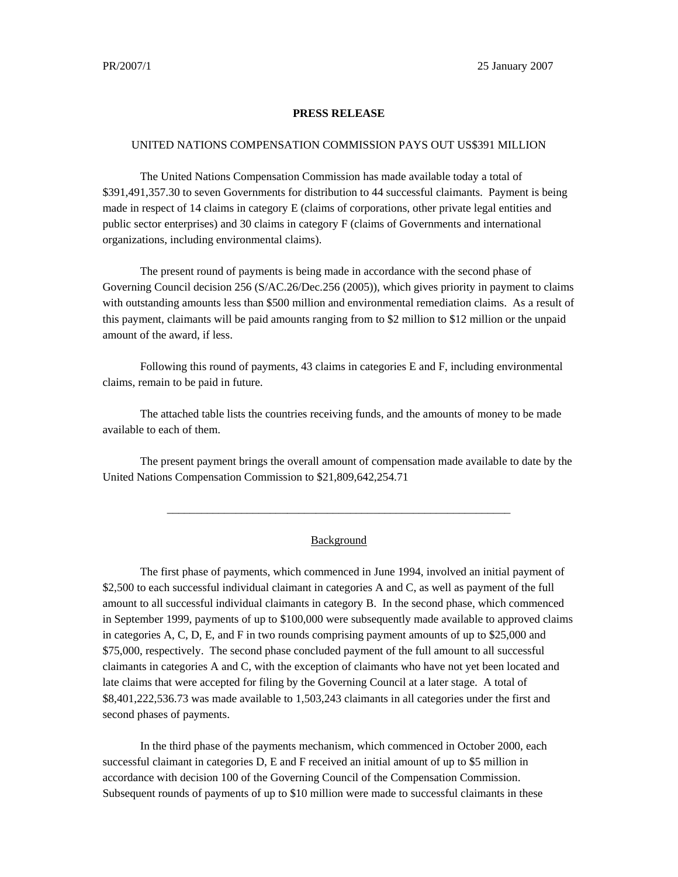PR/2007/1 25 January 2007

**PRESS RELEASE**

UNITED NATIONS COMPENSATION COMMISSION PAYS OUT US$391 MILLION

The United Nations Compensation Commission has made available today a total of $391,491,357.30 to seven Governments for distribution to 44 successful claimants. Payment is being made in respect of 14 claims in category E (claims of corporations, other private legal entities and public sector enterprises) and 30 claims in category F (claims of Governments and international organizations, including environmental claims).

The present round of payments is being made in accordance with the second phase of Governing Council decision 256 (S/AC.26/Dec.256 (2005)), which gives priority in payment to claims with outstanding amounts less than $500 million and environmental remediation claims. As a result of this payment, claimants will be paid amounts ranging from to $2 million to $12 million or the unpaid amount of the award, if less.

Following this round of payments, 43 claims in categories E and F, including environmental claims, remain to be paid in future.

The attached table lists the countries receiving funds, and the amounts of money to be made available to each of them.

The present payment brings the overall amount of compensation made available to date by the United Nations Compensation Commission to $21,809,642,254.71

---

Background

The first phase of payments, which commenced in June 1994, involved an initial payment of $2,500 to each successful individual claimant in categories A and C, as well as payment of the full amount to all successful individual claimants in category B. In the second phase, which commenced in September 1999, payments of up to $100,000 were subsequently made available to approved claims in categories A, C, D, E, and F in two rounds comprising payment amounts of up to $25,000 and $75,000, respectively. The second phase concluded payment of the full amount to all successful claimants in categories A and C, with the exception of claimants who have not yet been located and late claims that were accepted for filing by the Governing Council at a later stage. A total of $8,401,222,536.73 was made available to 1,503,243 claimants in all categories under the first and second phases of payments.

In the third phase of the payments mechanism, which commenced in October 2000, each successful claimant in categories D, E and F received an initial amount of up to $5 million in accordance with decision 100 of the Governing Council of the Compensation Commission. Subsequent rounds of payments of up to $10 million were made to successful claimants in these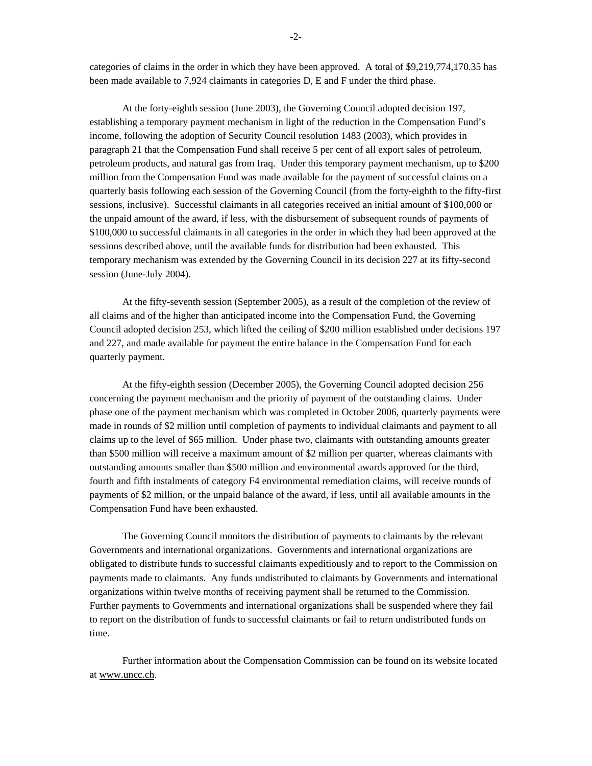categories of claims in the order in which they have been approved. A total of $9,219,774,170.35 has been made available to 7,924 claimants in categories D, E and F under the third phase.

At the forty-eighth session (June 2003), the Governing Council adopted decision 197, establishing a temporary payment mechanism in light of the reduction in the Compensation Fund's income, following the adoption of Security Council resolution 1483 (2003), which provides in paragraph 21 that the Compensation Fund shall receive 5 per cent of all export sales of petroleum, petroleum products, and natural gas from Iraq. Under this temporary payment mechanism, up to $200 million from the Compensation Fund was made available for the payment of successful claims on a quarterly basis following each session of the Governing Council (from the forty-eighth to the fifty-first sessions, inclusive). Successful claimants in all categories received an initial amount of $100,000 or the unpaid amount of the award, if less, with the disbursement of subsequent rounds of payments of $100,000 to successful claimants in all categories in the order in which they had been approved at the sessions described above, until the available funds for distribution had been exhausted. This temporary mechanism was extended by the Governing Council in its decision 227 at its fifty-second session (June-July 2004).

At the fifty-seventh session (September 2005), as a result of the completion of the review of all claims and of the higher than anticipated income into the Compensation Fund, the Governing Council adopted decision 253, which lifted the ceiling of $200 million established under decisions 197 and 227, and made available for payment the entire balance in the Compensation Fund for each quarterly payment.

At the fifty-eighth session (December 2005), the Governing Council adopted decision 256 concerning the payment mechanism and the priority of payment of the outstanding claims. Under phase one of the payment mechanism which was completed in October 2006, quarterly payments were made in rounds of $2 million until completion of payments to individual claimants and payment to all claims up to the level of $65 million. Under phase two, claimants with outstanding amounts greater than $500 million will receive a maximum amount of $2 million per quarter, whereas claimants with outstanding amounts smaller than $500 million and environmental awards approved for the third, fourth and fifth instalments of category F4 environmental remediation claims, will receive rounds of payments of $2 million, or the unpaid balance of the award, if less, until all available amounts in the Compensation Fund have been exhausted.

The Governing Council monitors the distribution of payments to claimants by the relevant Governments and international organizations. Governments and international organizations are obligated to distribute funds to successful claimants expeditiously and to report to the Commission on payments made to claimants. Any funds undistributed to claimants by Governments and international organizations within twelve months of receiving payment shall be returned to the Commission. Further payments to Governments and international organizations shall be suspended where they fail to report on the distribution of funds to successful claimants or fail to return undistributed funds on time.

Further information about the Compensation Commission can be found on its website located at www.uncc.ch.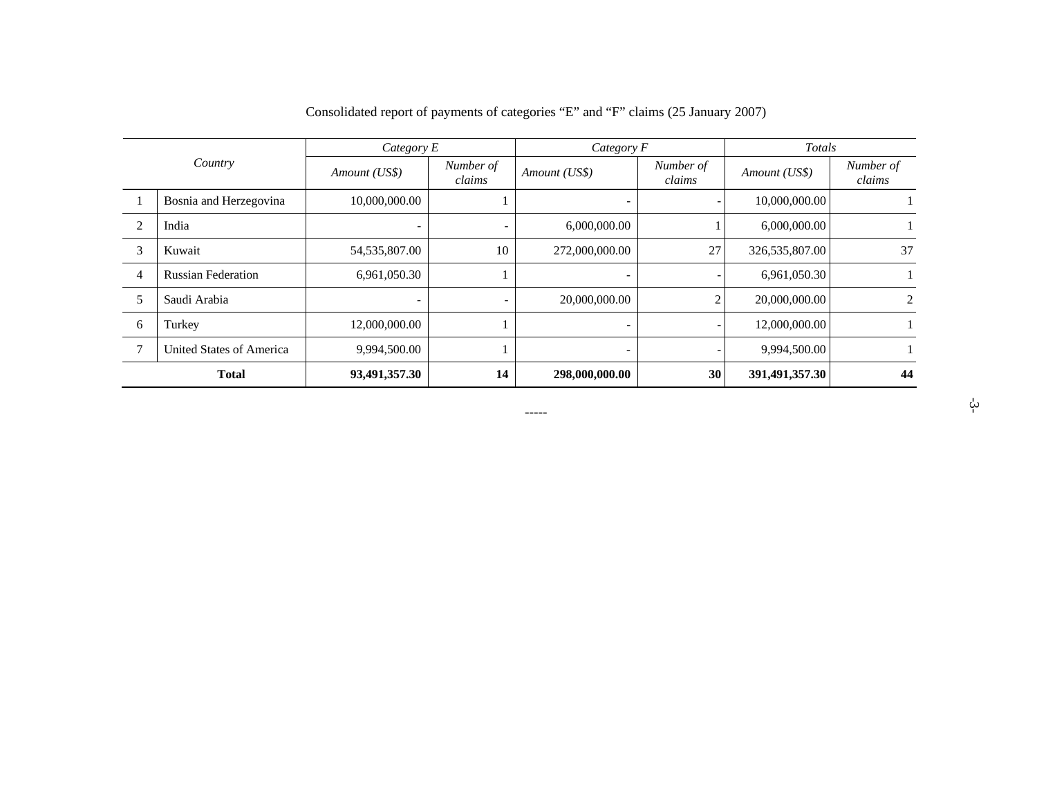Consolidated report of payments of categories “E” and “F” claims (25 January 2007)

| | Country | *Category E* | | *Category F* | | *Totals* | |
|---|---|---|---|---|---|---|---|
| | | *Amount (US$)* | *Number of claims* | *Amount (US$)* | *Number of claims* | *Amount (US$)* | *Number of claims* |
| 1 | Bosnia and Herzegovina | 10,000,000.00 | 1 | - | - | 10,000,000.00 | 1 |
| 2 | India | - | - | 6,000,000.00 | 1 | 6,000,000.00 | 1 |
| 3 | Kuwait | 54,535,807.00 | 10 | 272,000,000.00 | 27 | 326,535,807.00 | 37 |
| 4 | Russian Federation | 6,961,050.30 | 1 | - | - | 6,961,050.30 | 1 |
| 5 | Saudi Arabia | - | - | 20,000,000.00 | 2 | 20,000,000.00 | 2 |
| 6 | Turkey | 12,000,000.00 | 1 | - | - | 12,000,000.00 | 1 |
| 7 | United States of America | 9,994,500.00 | 1 | - | - | 9,994,500.00 | 1 |
| **Total** | | **93,491,357.30** | **14** | **298,000,000.00** | **30** | **391,491,357.30** | **44** |

-----